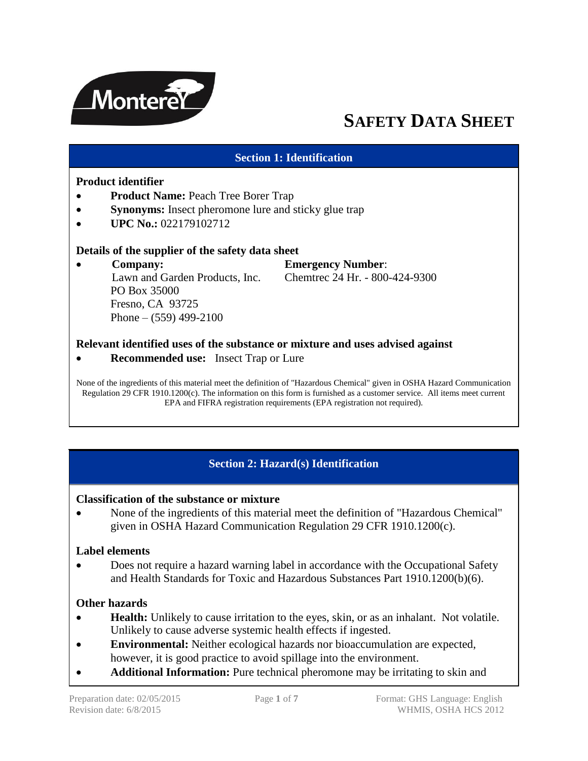# SAFETY DATA SHEET

## Section 1: Identification

**Product identifier**

- **Product Name:** Peach Tree Borer Trap
- **Synonyms:** Insect pheromone lure and sticky glue trap
- **UPC No.:** 022179102712

**Details of the supplier of the safety data sheet**

- **Company:**
  Lawn and Garden Products, Inc.
  PO Box 35000
  Fresno, CA 93725
  Phone – (559) 499-2100

  **Emergency Number**:
  Chemtrec 24 Hr. - 800-424-9300

**Relevant identified uses of the substance or mixture and uses advised against**

- **Recommended use:** Insect Trap or Lure

None of the ingredients of this material meet the definition of "Hazardous Chemical" given in OSHA Hazard Communication Regulation 29 CFR 1910.1200(c). The information on this form is furnished as a customer service. All items meet current EPA and FIFRA registration requirements (EPA registration not required).

## Section 2: Hazard(s) Identification

**Classification of the substance or mixture**

- None of the ingredients of this material meet the definition of "Hazardous Chemical" given in OSHA Hazard Communication Regulation 29 CFR 1910.1200(c).

**Label elements**

- Does not require a hazard warning label in accordance with the Occupational Safety and Health Standards for Toxic and Hazardous Substances Part 1910.1200(b)(6).

**Other hazards**

- **Health:** Unlikely to cause irritation to the eyes, skin, or as an inhalant. Not volatile. Unlikely to cause adverse systemic health effects if ingested.
- **Environmental:** Neither ecological hazards nor bioaccumulation are expected, however, it is good practice to avoid spillage into the environment.
- **Additional Information:** Pure technical pheromone may be irritating to skin and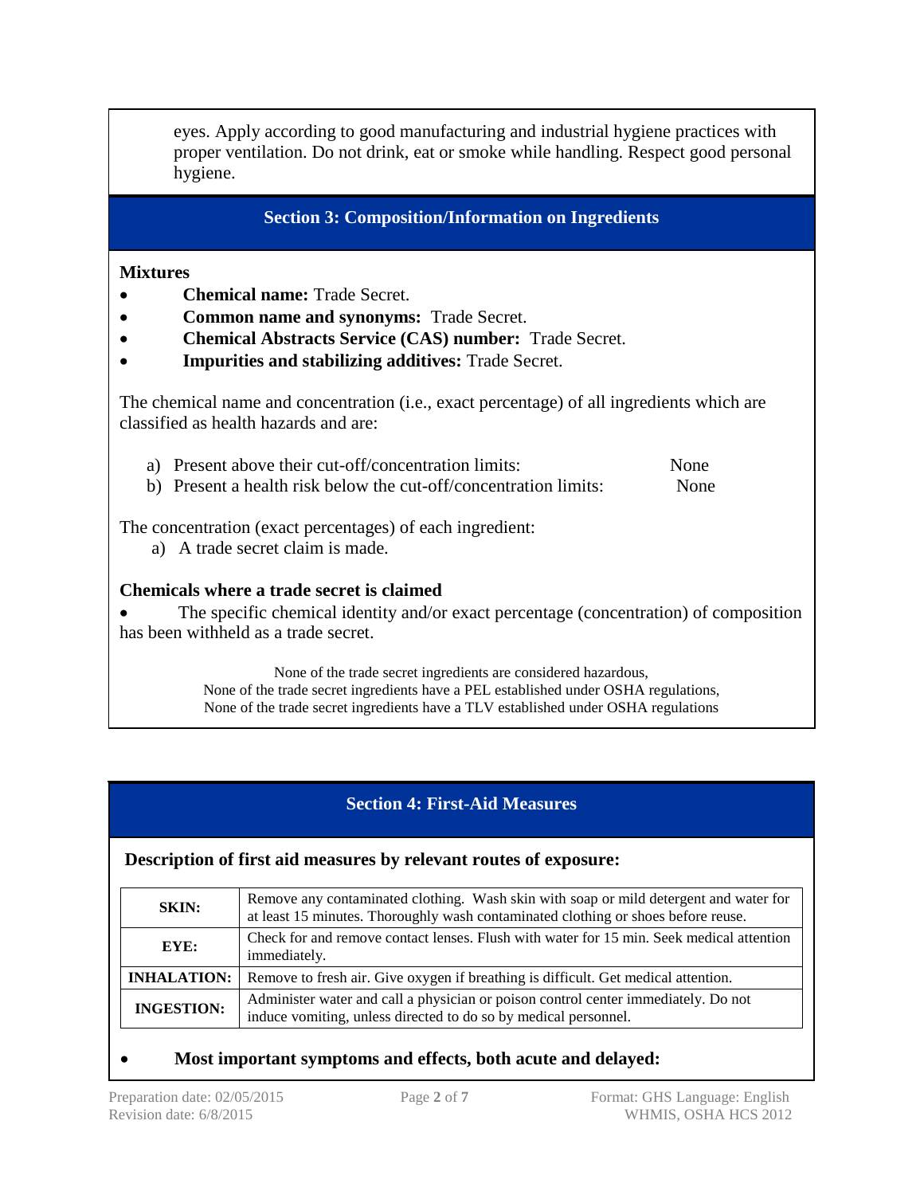eyes. Apply according to good manufacturing and industrial hygiene practices with proper ventilation. Do not drink, eat or smoke while handling. Respect good personal hygiene.

## Section 3: Composition/Information on Ingredients

**Mixtures**

- **Chemical name:** Trade Secret.
- **Common name and synonyms:** Trade Secret.
- **Chemical Abstracts Service (CAS) number:** Trade Secret.
- **Impurities and stabilizing additives:** Trade Secret.

The chemical name and concentration (i.e., exact percentage) of all ingredients which are classified as health hazards and are:

a) Present above their cut-off/concentration limits: None
b) Present a health risk below the cut-off/concentration limits: None

The concentration (exact percentages) of each ingredient:

a) A trade secret claim is made.

**Chemicals where a trade secret is claimed**

- The specific chemical identity and/or exact percentage (concentration) of composition has been withheld as a trade secret.

None of the trade secret ingredients are considered hazardous,
None of the trade secret ingredients have a PEL established under OSHA regulations,
None of the trade secret ingredients have a TLV established under OSHA regulations

## Section 4: First-Aid Measures

**Description of first aid measures by relevant routes of exposure:**

| | |
|---|---|
| **SKIN:** | Remove any contaminated clothing. Wash skin with soap or mild detergent and water for at least 15 minutes. Thoroughly wash contaminated clothing or shoes before reuse. |
| **EYE:** | Check for and remove contact lenses. Flush with water for 15 min. Seek medical attention immediately. |
| **INHALATION:** | Remove to fresh air. Give oxygen if breathing is difficult. Get medical attention. |
| **INGESTION:** | Administer water and call a physician or poison control center immediately. Do not induce vomiting, unless directed to do so by medical personnel. |

- **Most important symptoms and effects, both acute and delayed:**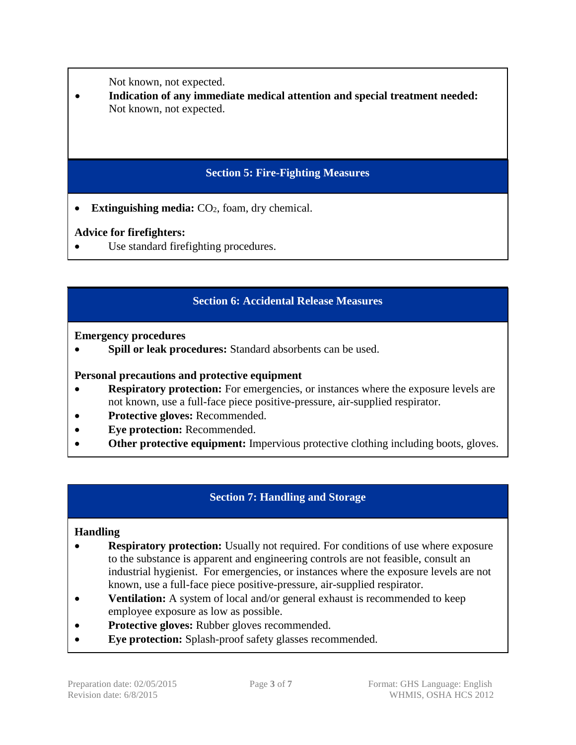Not known, not expected.

- **Indication of any immediate medical attention and special treatment needed:** Not known, not expected.

## Section 5: Fire-Fighting Measures

- **Extinguishing media:** $CO_2$, foam, dry chemical.

**Advice for firefighters:**

- Use standard firefighting procedures.

## Section 6: Accidental Release Measures

**Emergency procedures**

- **Spill or leak procedures:** Standard absorbents can be used.

**Personal precautions and protective equipment**

- **Respiratory protection:** For emergencies, or instances where the exposure levels are not known, use a full-face piece positive-pressure, air-supplied respirator.
- **Protective gloves:** Recommended.
- **Eye protection:** Recommended.
- **Other protective equipment:** Impervious protective clothing including boots, gloves.

## Section 7: Handling and Storage

**Handling**

- **Respiratory protection:** Usually not required. For conditions of use where exposure to the substance is apparent and engineering controls are not feasible, consult an industrial hygienist. For emergencies, or instances where the exposure levels are not known, use a full-face piece positive-pressure, air-supplied respirator.
- **Ventilation:** A system of local and/or general exhaust is recommended to keep employee exposure as low as possible.
- **Protective gloves:** Rubber gloves recommended.
- **Eye protection:** Splash-proof safety glasses recommended.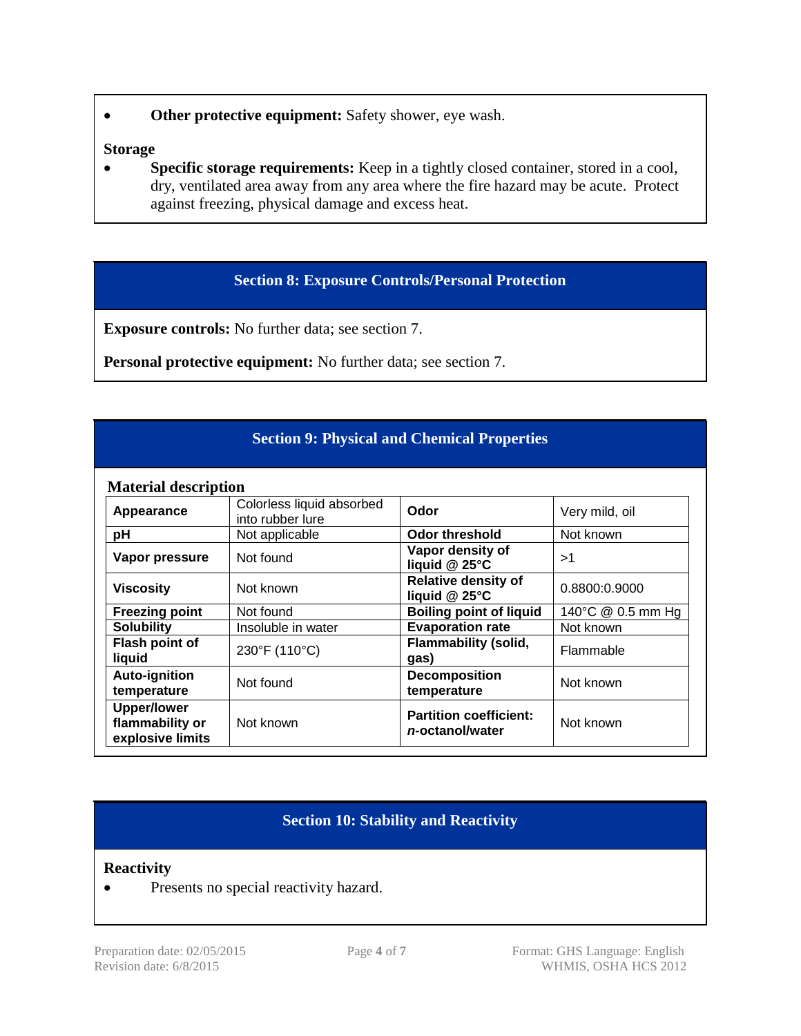- **Other protective equipment:** Safety shower, eye wash.

**Storage**

- **Specific storage requirements:** Keep in a tightly closed container, stored in a cool, dry, ventilated area away from any area where the fire hazard may be acute. Protect against freezing, physical damage and excess heat.

## Section 8: Exposure Controls/Personal Protection

**Exposure controls:** No further data; see section 7.

**Personal protective equipment:** No further data; see section 7.

## Section 9: Physical and Chemical Properties

**Material description**

| | | | |
|---|---|---|---|
| **Appearance** | Colorless liquid absorbed into rubber lure | **Odor** | Very mild, oil |
| **pH** | Not applicable | **Odor threshold** | Not known |
| **Vapor pressure** | Not found | **Vapor density of liquid @ 25°C** | >1 |
| **Viscosity** | Not known | **Relative density of liquid @ 25°C** | 0.8800:0.9000 |
| **Freezing point** | Not found | **Boiling point of liquid** | 140°C @ 0.5 mm Hg |
| **Solubility** | Insoluble in water | **Evaporation rate** | Not known |
| **Flash point of liquid** | 230°F (110°C) | **Flammability (solid, gas)** | Flammable |
| **Auto-ignition temperature** | Not found | **Decomposition temperature** | Not known |
| **Upper/lower flammability or explosive limits** | Not known | **Partition coefficient: *n*-octanol/water** | Not known |

## Section 10: Stability and Reactivity

**Reactivity**

- Presents no special reactivity hazard.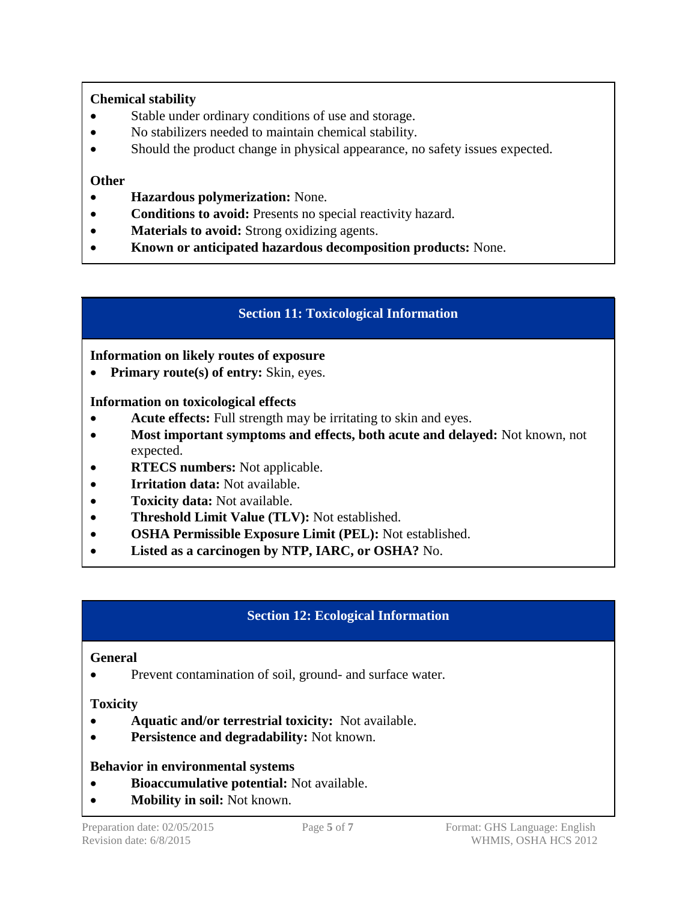**Chemical stability**

- Stable under ordinary conditions of use and storage.
- No stabilizers needed to maintain chemical stability.
- Should the product change in physical appearance, no safety issues expected.

**Other**

- **Hazardous polymerization:** None.
- **Conditions to avoid:** Presents no special reactivity hazard.
- **Materials to avoid:** Strong oxidizing agents.
- **Known or anticipated hazardous decomposition products:** None.

## Section 11: Toxicological Information

**Information on likely routes of exposure**

- **Primary route(s) of entry:** Skin, eyes.

**Information on toxicological effects**

- **Acute effects:** Full strength may be irritating to skin and eyes.
- **Most important symptoms and effects, both acute and delayed:** Not known, not expected.
- **RTECS numbers:** Not applicable.
- **Irritation data:** Not available.
- **Toxicity data:** Not available.
- **Threshold Limit Value (TLV):** Not established.
- **OSHA Permissible Exposure Limit (PEL):** Not established.
- **Listed as a carcinogen by NTP, IARC, or OSHA?** No.

## Section 12: Ecological Information

**General**

- Prevent contamination of soil, ground- and surface water.

**Toxicity**

- **Aquatic and/or terrestrial toxicity:** Not available.
- **Persistence and degradability:** Not known.

**Behavior in environmental systems**

- **Bioaccumulative potential:** Not available.
- **Mobility in soil:** Not known.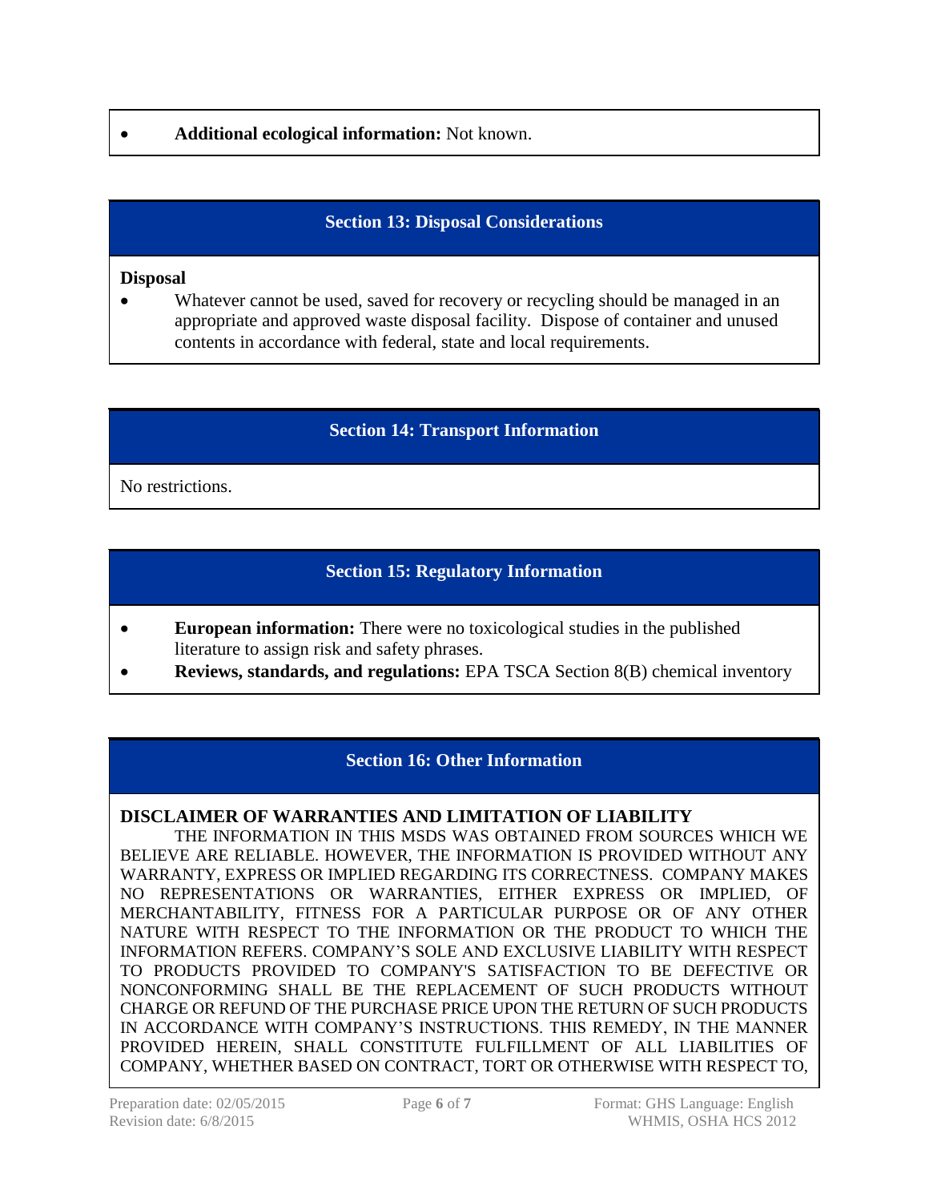- **Additional ecological information:** Not known.

## Section 13: Disposal Considerations

**Disposal**

- Whatever cannot be used, saved for recovery or recycling should be managed in an appropriate and approved waste disposal facility. Dispose of container and unused contents in accordance with federal, state and local requirements.

## Section 14: Transport Information

No restrictions.

## Section 15: Regulatory Information

- **European information:** There were no toxicological studies in the published literature to assign risk and safety phrases.
- **Reviews, standards, and regulations:** EPA TSCA Section 8(B) chemical inventory

## Section 16: Other Information

**DISCLAIMER OF WARRANTIES AND LIMITATION OF LIABILITY**

THE INFORMATION IN THIS MSDS WAS OBTAINED FROM SOURCES WHICH WE BELIEVE ARE RELIABLE. HOWEVER, THE INFORMATION IS PROVIDED WITHOUT ANY WARRANTY, EXPRESS OR IMPLIED REGARDING ITS CORRECTNESS. COMPANY MAKES NO REPRESENTATIONS OR WARRANTIES, EITHER EXPRESS OR IMPLIED, OF MERCHANTABILITY, FITNESS FOR A PARTICULAR PURPOSE OR OF ANY OTHER NATURE WITH RESPECT TO THE INFORMATION OR THE PRODUCT TO WHICH THE INFORMATION REFERS. COMPANY'S SOLE AND EXCLUSIVE LIABILITY WITH RESPECT TO PRODUCTS PROVIDED TO COMPANY'S SATISFACTION TO BE DEFECTIVE OR NONCONFORMING SHALL BE THE REPLACEMENT OF SUCH PRODUCTS WITHOUT CHARGE OR REFUND OF THE PURCHASE PRICE UPON THE RETURN OF SUCH PRODUCTS IN ACCORDANCE WITH COMPANY'S INSTRUCTIONS. THIS REMEDY, IN THE MANNER PROVIDED HEREIN, SHALL CONSTITUTE FULFILLMENT OF ALL LIABILITIES OF COMPANY, WHETHER BASED ON CONTRACT, TORT OR OTHERWISE WITH RESPECT TO,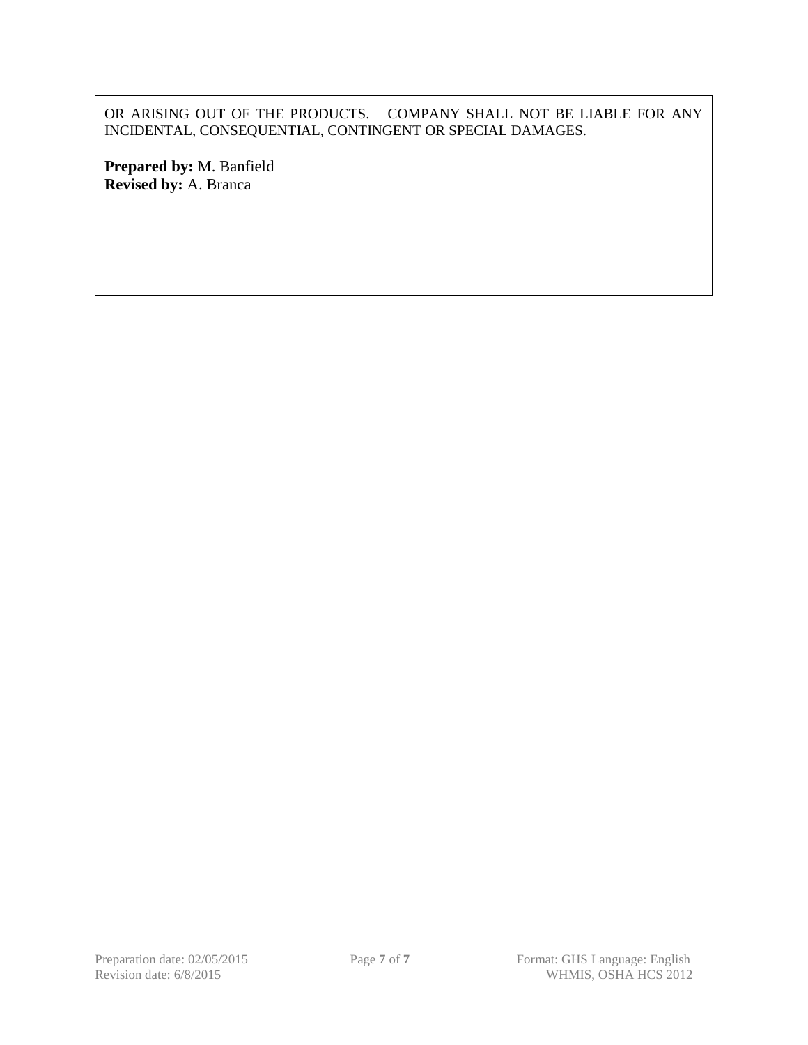OR ARISING OUT OF THE PRODUCTS. COMPANY SHALL NOT BE LIABLE FOR ANY INCIDENTAL, CONSEQUENTIAL, CONTINGENT OR SPECIAL DAMAGES.

**Prepared by:** M. Banfield
**Revised by:** A. Branca